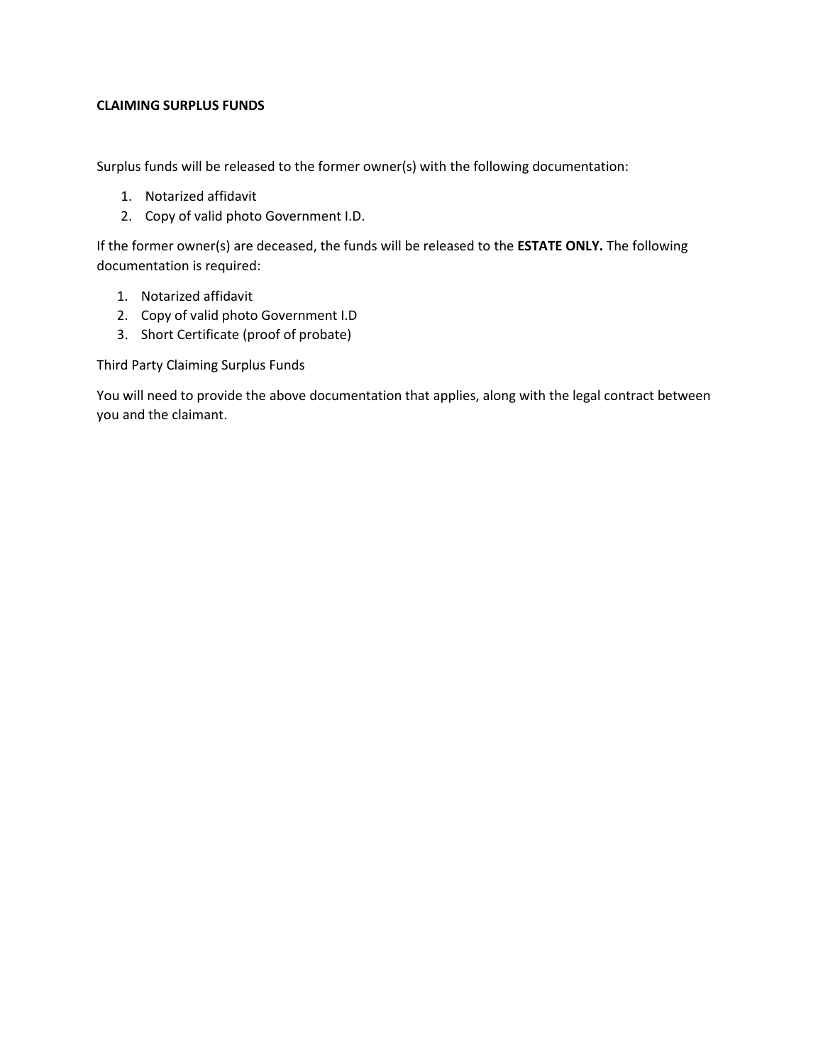**CLAIMING SURPLUS FUNDS**

Surplus funds will be released to the former owner(s) with the following documentation:

1. Notarized affidavit
2. Copy of valid photo Government I.D.

If the former owner(s) are deceased, the funds will be released to the **ESTATE ONLY.** The following documentation is required:

1. Notarized affidavit
2. Copy of valid photo Government I.D
3. Short Certificate (proof of probate)

Third Party Claiming Surplus Funds

You will need to provide the above documentation that applies, along with the legal contract between you and the claimant.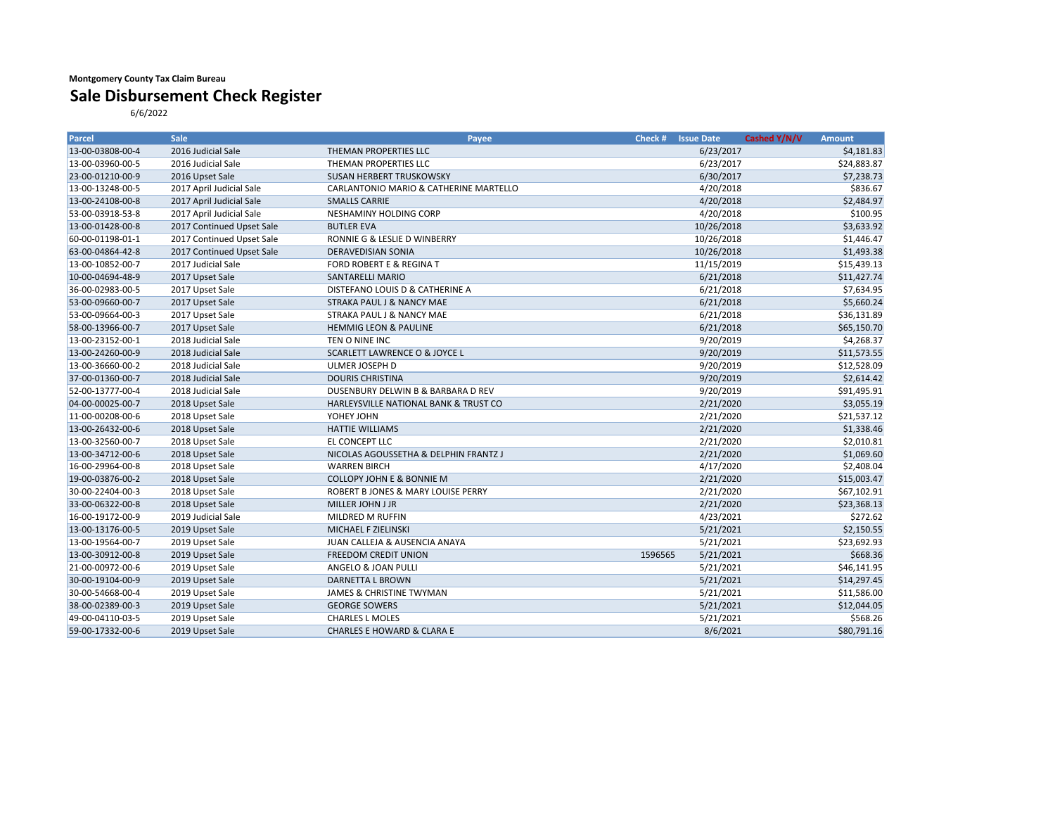**Montgomery County Tax Claim Bureau**

# Sale Disbursement Check Register

6/6/2022

| Parcel | Sale | Payee | Check # | Issue Date | Cashed Y/N/V | Amount |
|---|---|---|---|---|---|---|
| 13-00-03808-00-4 | 2016 Judicial Sale | THEMAN PROPERTIES LLC | | 6/23/2017 | | $4,181.83 |
| 13-00-03960-00-5 | 2016 Judicial Sale | THEMAN PROPERTIES LLC | | 6/23/2017 | | $24,883.87 |
| 23-00-01210-00-9 | 2016 Upset Sale | SUSAN HERBERT TRUSKOWSKY | | 6/30/2017 | | $7,238.73 |
| 13-00-13248-00-5 | 2017 April Judicial Sale | CARLANTONIO MARIO & CATHERINE MARTELLO | | 4/20/2018 | | $836.67 |
| 13-00-24108-00-8 | 2017 April Judicial Sale | SMALLS CARRIE | | 4/20/2018 | | $2,484.97 |
| 53-00-03918-53-8 | 2017 April Judicial Sale | NESHAMINY HOLDING CORP | | 4/20/2018 | | $100.95 |
| 13-00-01428-00-8 | 2017 Continued Upset Sale | BUTLER EVA | | 10/26/2018 | | $3,633.92 |
| 60-00-01198-01-1 | 2017 Continued Upset Sale | RONNIE G & LESLIE D WINBERRY | | 10/26/2018 | | $1,446.47 |
| 63-00-04864-42-8 | 2017 Continued Upset Sale | DERAVEDISIAN SONIA | | 10/26/2018 | | $1,493.38 |
| 13-00-10852-00-7 | 2017 Judicial Sale | FORD ROBERT E & REGINA T | | 11/15/2019 | | $15,439.13 |
| 10-00-04694-48-9 | 2017 Upset Sale | SANTARELLI MARIO | | 6/21/2018 | | $11,427.74 |
| 36-00-02983-00-5 | 2017 Upset Sale | DISTEFANO LOUIS D & CATHERINE A | | 6/21/2018 | | $7,634.95 |
| 53-00-09660-00-7 | 2017 Upset Sale | STRAKA PAUL J & NANCY MAE | | 6/21/2018 | | $5,660.24 |
| 53-00-09664-00-3 | 2017 Upset Sale | STRAKA PAUL J & NANCY MAE | | 6/21/2018 | | $36,131.89 |
| 58-00-13966-00-7 | 2017 Upset Sale | HEMMIG LEON & PAULINE | | 6/21/2018 | | $65,150.70 |
| 13-00-23152-00-1 | 2018 Judicial Sale | TEN O NINE INC | | 9/20/2019 | | $4,268.37 |
| 13-00-24260-00-9 | 2018 Judicial Sale | SCARLETT LAWRENCE O & JOYCE L | | 9/20/2019 | | $11,573.55 |
| 13-00-36660-00-2 | 2018 Judicial Sale | ULMER JOSEPH D | | 9/20/2019 | | $12,528.09 |
| 37-00-01360-00-7 | 2018 Judicial Sale | DOURIS CHRISTINA | | 9/20/2019 | | $2,614.42 |
| 52-00-13777-00-4 | 2018 Judicial Sale | DUSENBURY DELWIN B & BARBARA D REV | | 9/20/2019 | | $91,495.91 |
| 04-00-00025-00-7 | 2018 Upset Sale | HARLEYSVILLE NATIONAL BANK & TRUST CO | | 2/21/2020 | | $3,055.19 |
| 11-00-00208-00-6 | 2018 Upset Sale | YOHEY JOHN | | 2/21/2020 | | $21,537.12 |
| 13-00-26432-00-6 | 2018 Upset Sale | HATTIE WILLIAMS | | 2/21/2020 | | $1,338.46 |
| 13-00-32560-00-7 | 2018 Upset Sale | EL CONCEPT LLC | | 2/21/2020 | | $2,010.81 |
| 13-00-34712-00-6 | 2018 Upset Sale | NICOLAS AGOUSSETHA & DELPHIN FRANTZ J | | 2/21/2020 | | $1,069.60 |
| 16-00-29964-00-8 | 2018 Upset Sale | WARREN BIRCH | | 4/17/2020 | | $2,408.04 |
| 19-00-03876-00-2 | 2018 Upset Sale | COLLOPY JOHN E & BONNIE M | | 2/21/2020 | | $15,003.47 |
| 30-00-22404-00-3 | 2018 Upset Sale | ROBERT B JONES & MARY LOUISE PERRY | | 2/21/2020 | | $67,102.91 |
| 33-00-06322-00-8 | 2018 Upset Sale | MILLER JOHN J JR | | 2/21/2020 | | $23,368.13 |
| 16-00-19172-00-9 | 2019 Judicial Sale | MILDRED M RUFFIN | | 4/23/2021 | | $272.62 |
| 13-00-13176-00-5 | 2019 Upset Sale | MICHAEL F ZIELINSKI | | 5/21/2021 | | $2,150.55 |
| 13-00-19564-00-7 | 2019 Upset Sale | JUAN CALLEJA & AUSENCIA ANAYA | | 5/21/2021 | | $23,692.93 |
| 13-00-30912-00-8 | 2019 Upset Sale | FREEDOM CREDIT UNION | 1596565 | 5/21/2021 | | $668.36 |
| 21-00-00972-00-6 | 2019 Upset Sale | ANGELO & JOAN PULLI | | 5/21/2021 | | $46,141.95 |
| 30-00-19104-00-9 | 2019 Upset Sale | DARNETTA L BROWN | | 5/21/2021 | | $14,297.45 |
| 30-00-54668-00-4 | 2019 Upset Sale | JAMES & CHRISTINE TWYMAN | | 5/21/2021 | | $11,586.00 |
| 38-00-02389-00-3 | 2019 Upset Sale | GEORGE SOWERS | | 5/21/2021 | | $12,044.05 |
| 49-00-04110-03-5 | 2019 Upset Sale | CHARLES L MOLES | | 5/21/2021 | | $568.26 |
| 59-00-17332-00-6 | 2019 Upset Sale | CHARLES E HOWARD & CLARA E | | 8/6/2021 | | $80,791.16 |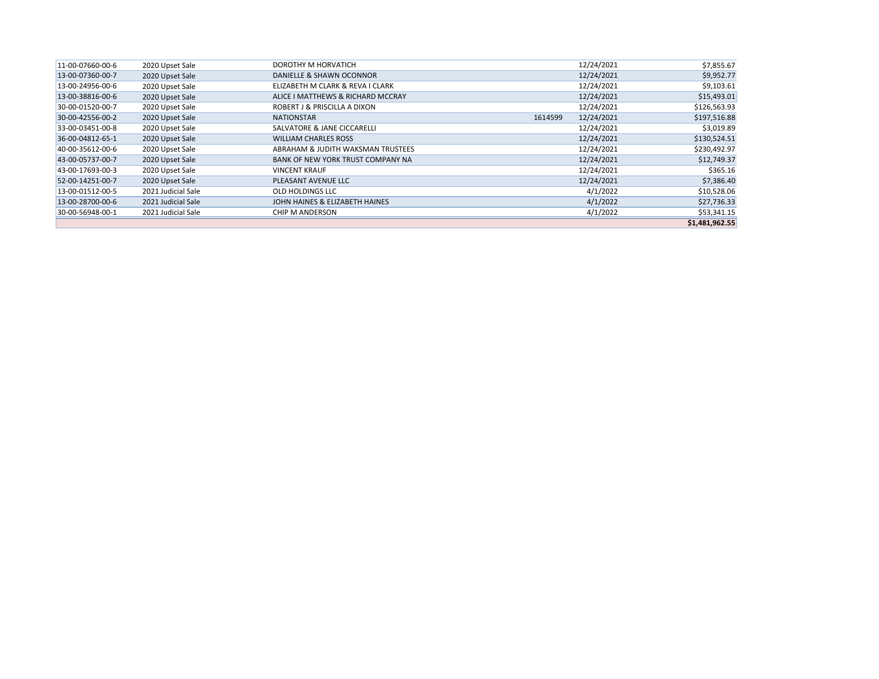| | | | | | |
|---|---|---|---|---|---|
| 11-00-07660-00-6 | 2020 Upset Sale | DOROTHY M HORVATICH | | 12/24/2021 | $7,855.67 |
| 13-00-07360-00-7 | 2020 Upset Sale | DANIELLE & SHAWN OCONNOR | | 12/24/2021 | $9,952.77 |
| 13-00-24956-00-6 | 2020 Upset Sale | ELIZABETH M CLARK & REVA I CLARK | | 12/24/2021 | $9,103.61 |
| 13-00-38816-00-6 | 2020 Upset Sale | ALICE I MATTHEWS & RICHARD MCCRAY | | 12/24/2021 | $15,493.01 |
| 30-00-01520-00-7 | 2020 Upset Sale | ROBERT J & PRISCILLA A DIXON | | 12/24/2021 | $126,563.93 |
| 30-00-42556-00-2 | 2020 Upset Sale | NATIONSTAR | 1614599 | 12/24/2021 | $197,516.88 |
| 33-00-03451-00-8 | 2020 Upset Sale | SALVATORE & JANE CICCARELLI | | 12/24/2021 | $3,019.89 |
| 36-00-04812-65-1 | 2020 Upset Sale | WILLIAM CHARLES ROSS | | 12/24/2021 | $130,524.51 |
| 40-00-35612-00-6 | 2020 Upset Sale | ABRAHAM & JUDITH WAKSMAN TRUSTEES | | 12/24/2021 | $230,492.97 |
| 43-00-05737-00-7 | 2020 Upset Sale | BANK OF NEW YORK TRUST COMPANY NA | | 12/24/2021 | $12,749.37 |
| 43-00-17693-00-3 | 2020 Upset Sale | VINCENT KRAUF | | 12/24/2021 | $365.16 |
| 52-00-14251-00-7 | 2020 Upset Sale | PLEASANT AVENUE LLC | | 12/24/2021 | $7,386.40 |
| 13-00-01512-00-5 | 2021 Judicial Sale | OLD HOLDINGS LLC | | 4/1/2022 | $10,528.06 |
| 13-00-28700-00-6 | 2021 Judicial Sale | JOHN HAINES & ELIZABETH HAINES | | 4/1/2022 | $27,736.33 |
| 30-00-56948-00-1 | 2021 Judicial Sale | CHIP M ANDERSON | | 4/1/2022 | $53,341.15 |
| | | | | | **$1,481,962.55** |